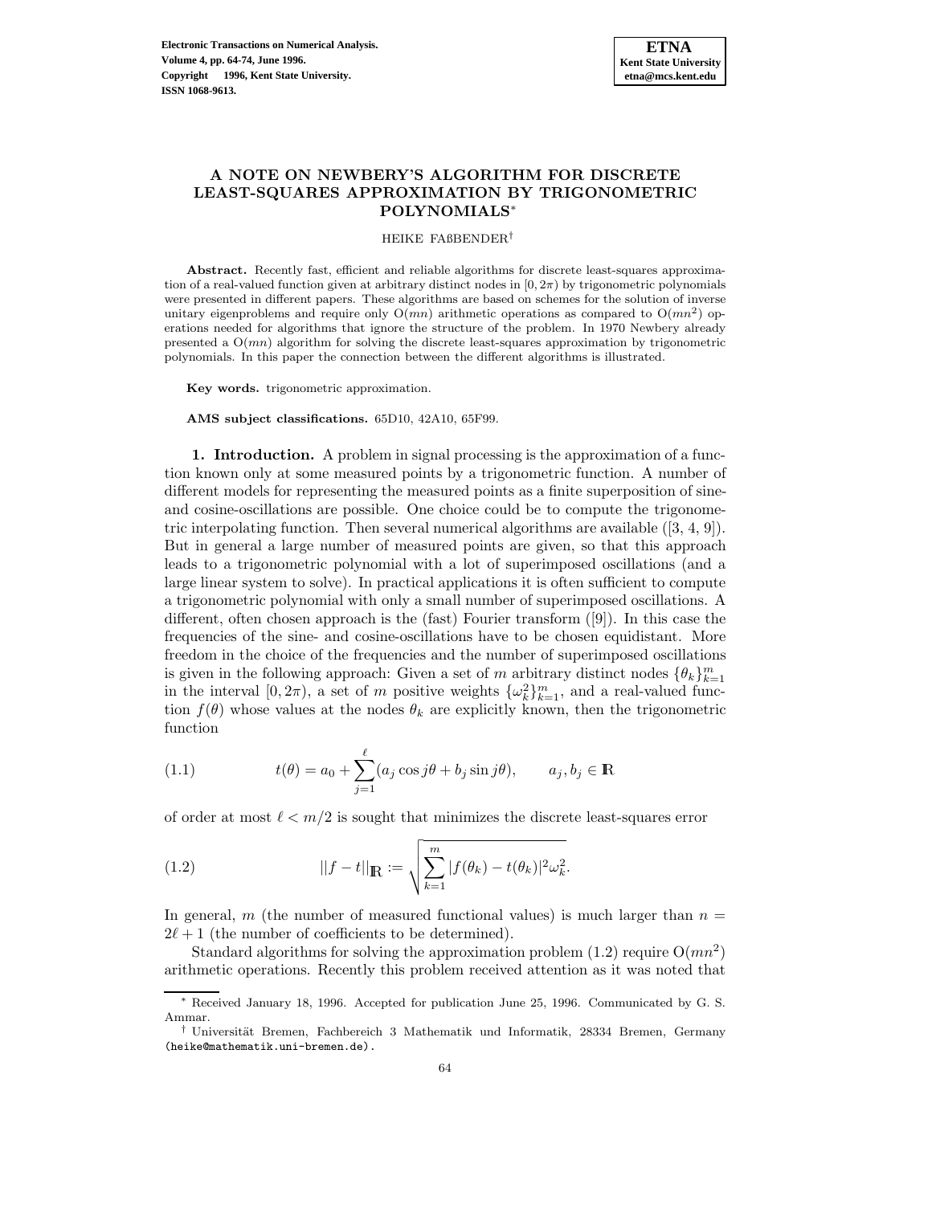# A NOTE ON NEWBERY'S ALGORITHM FOR DISCRETE LEAST-SQUARES APPROXIMATION BY TRIGONOMETRIC POLYNOMIALS*

HEIKE FAßBENDER†

**Abstract.** Recently fast, efficient and reliable algorithms for discrete least-squares approximation of a real-valued function given at arbitrary distinct nodes in $[0, 2\pi)$ by trigonometric polynomials were presented in different papers. These algorithms are based on schemes for the solution of inverse unitary eigenproblems and require only $O(mn)$ arithmetic operations as compared to $O(mn^2)$ operations needed for algorithms that ignore the structure of the problem. In 1970 Newbery already presented a $O(mn)$ algorithm for solving the discrete least-squares approximation by trigonometric polynomials. In this paper the connection between the different algorithms is illustrated.

**Key words.** trigonometric approximation.

**AMS subject classifications.** 65D10, 42A10, 65F99.

**1. Introduction.** A problem in signal processing is the approximation of a function known only at some measured points by a trigonometric function. A number of different models for representing the measured points as a finite superposition of sine- and cosine-oscillations are possible. One choice could be to compute the trigonometric interpolating function. Then several numerical algorithms are available ([3, 4, 9]). But in general a large number of measured points are given, so that this approach leads to a trigonometric polynomial with a lot of superimposed oscillations (and a large linear system to solve). In practical applications it is often sufficient to compute a trigonometric polynomial with only a small number of superimposed oscillations. A different, often chosen approach is the (fast) Fourier transform ([9]). In this case the frequencies of the sine- and cosine-oscillations have to be chosen equidistant. More freedom in the choice of the frequencies and the number of superimposed oscillations is given in the following approach: Given a set of $m$ arbitrary distinct nodes $\{\theta_k\}_{k=1}^m$ in the interval $[0, 2\pi)$, a set of $m$ positive weights $\{\omega_k^2\}_{k=1}^m$, and a real-valued function $f(\theta)$ whose values at the nodes $\theta_k$ are explicitly known, then the trigonometric function

$$
t(\theta) = a_0 + \sum_{j=1}^{\ell} (a_j \cos j\theta + b_j \sin j\theta), \qquad a_j, b_j \in \mathbb{R} \tag{1.1}
$$

of order at most $\ell < m/2$ is sought that minimizes the discrete least-squares error

$$
||f - t||_{\mathbb{R}} := \sqrt{\sum_{k=1}^{m} |f(\theta_k) - t(\theta_k)|^2 \omega_k^2}. \tag{1.2}
$$

In general, $m$ (the number of measured functional values) is much larger than $n = 2\ell + 1$ (the number of coefficients to be determined).

Standard algorithms for solving the approximation problem (1.2) require $O(mn^2)$ arithmetic operations. Recently this problem received attention as it was noted that

---

* Received January 18, 1996. Accepted for publication June 25, 1996. Communicated by G. S. Ammar.

† Universität Bremen, Fachbereich 3 Mathematik und Informatik, 28334 Bremen, Germany (heike@mathematik.uni-bremen.de).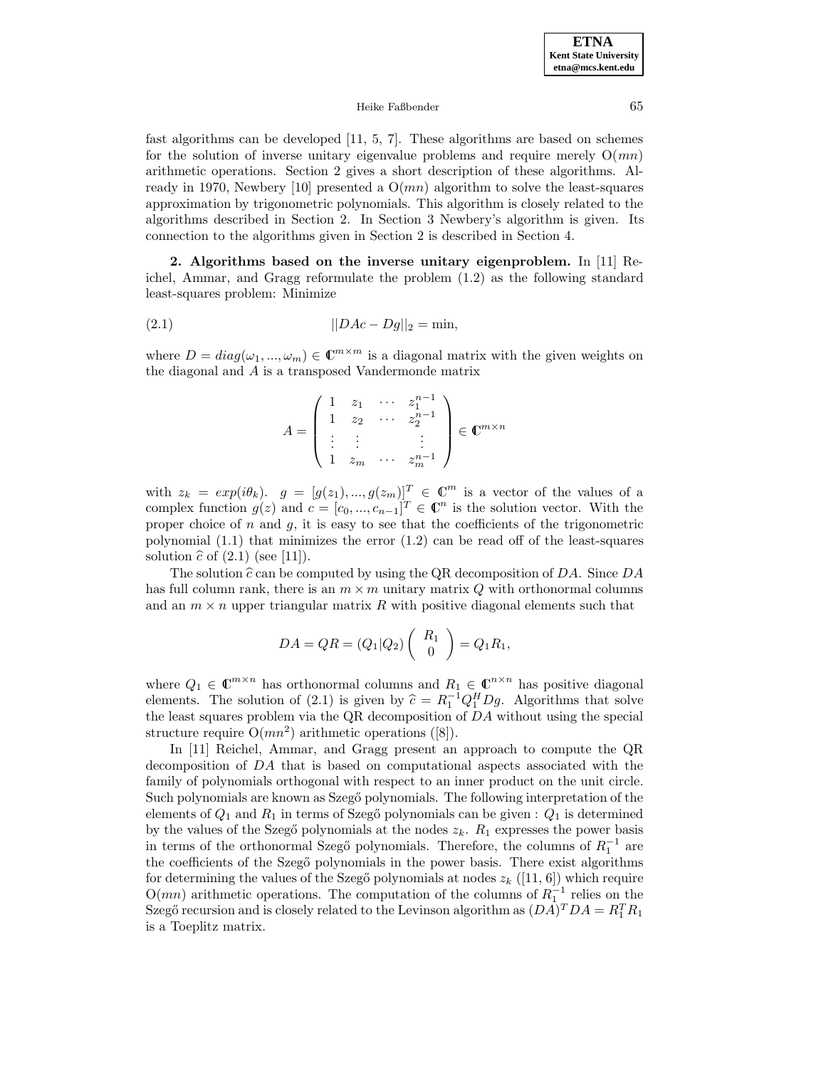fast algorithms can be developed [11, 5, 7]. These algorithms are based on schemes for the solution of inverse unitary eigenvalue problems and require merely $O(mn)$ arithmetic operations. Section 2 gives a short description of these algorithms. Already in 1970, Newbery [10] presented a $O(mn)$ algorithm to solve the least-squares approximation by trigonometric polynomials. This algorithm is closely related to the algorithms described in Section 2. In Section 3 Newbery's algorithm is given. Its connection to the algorithms given in Section 2 is described in Section 4.

## 2. Algorithms based on the inverse unitary eigenproblem.

In [11] Reichel, Ammar, and Gragg reformulate the problem (1.2) as the following standard least-squares problem: Minimize

$$||DAc - Dg||_2 = \min, \tag{2.1}$$

where $D = diag(\omega_1, ..., \omega_m) \in \mathbb{C}^{m \times m}$ is a diagonal matrix with the given weights on the diagonal and $A$ is a transposed Vandermonde matrix

$$A = \begin{pmatrix} 1 & z_1 & \cdots & z_1^{n-1} \\ 1 & z_2 & \cdots & z_2^{n-1} \\ \vdots & \vdots & & \vdots \\ 1 & z_m & \cdots & z_m^{n-1} \end{pmatrix} \in \mathbb{C}^{m \times n}$$

with $z_k = exp(i\theta_k)$. $g = [g(z_1), ..., g(z_m)]^T \in \mathbb{C}^m$ is a vector of the values of a complex function $g(z)$ and $c = [c_0, ..., c_{n-1}]^T \in \mathbb{C}^n$ is the solution vector. With the proper choice of $n$ and $g$, it is easy to see that the coefficients of the trigonometric polynomial (1.1) that minimizes the error (1.2) can be read off of the least-squares solution $\widehat{c}$ of (2.1) (see [11]).

The solution $\widehat{c}$ can be computed by using the QR decomposition of $DA$. Since $DA$ has full column rank, there is an $m \times m$ unitary matrix $Q$ with orthonormal columns and an $m \times n$ upper triangular matrix $R$ with positive diagonal elements such that

$$DA = QR = (Q_1|Q_2) \begin{pmatrix} R_1 \\ 0 \end{pmatrix} = Q_1 R_1,$$

where $Q_1 \in \mathbb{C}^{m \times n}$ has orthonormal columns and $R_1 \in \mathbb{C}^{n \times n}$ has positive diagonal elements. The solution of (2.1) is given by $\widehat{c} = R_1^{-1} Q_1^H Dg$. Algorithms that solve the least squares problem via the QR decomposition of $DA$ without using the special structure require $O(mn^2)$ arithmetic operations ([8]).

In [11] Reichel, Ammar, and Gragg present an approach to compute the QR decomposition of $DA$ that is based on computational aspects associated with the family of polynomials orthogonal with respect to an inner product on the unit circle. Such polynomials are known as Szegő polynomials. The following interpretation of the elements of $Q_1$ and $R_1$ in terms of Szegő polynomials can be given : $Q_1$ is determined by the values of the Szegő polynomials at the nodes $z_k$. $R_1$ expresses the power basis in terms of the orthonormal Szegő polynomials. Therefore, the columns of $R_1^{-1}$ are the coefficients of the Szegő polynomials in the power basis. There exist algorithms for determining the values of the Szegő polynomials at nodes $z_k$ ([11, 6]) which require $O(mn)$ arithmetic operations. The computation of the columns of $R_1^{-1}$ relies on the Szegő recursion and is closely related to the Levinson algorithm as $(DA)^T DA = R_1^T R_1$ is a Toeplitz matrix.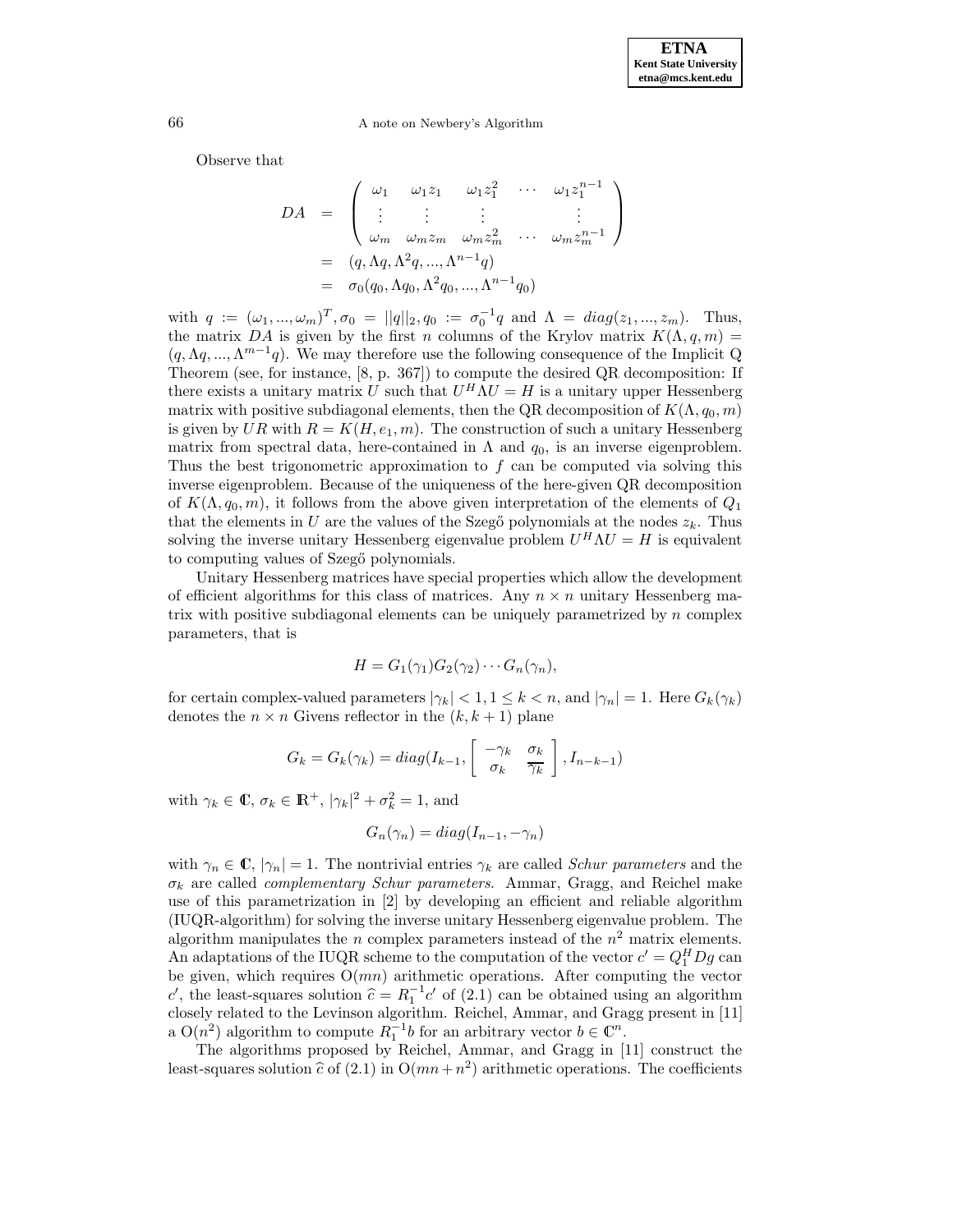Observe that

$$
\begin{aligned}
DA &= \begin{pmatrix} \omega_1 & \omega_1 z_1 & \omega_1 z_1^2 & \cdots & \omega_1 z_1^{n-1} \\ \vdots & \vdots & \vdots & & \vdots \\ \omega_m & \omega_m z_m & \omega_m z_m^2 & \cdots & \omega_m z_m^{n-1} \end{pmatrix} \\
&= (q, \Lambda q, \Lambda^2 q, ..., \Lambda^{n-1} q) \\
&= \sigma_0 (q_0, \Lambda q_0, \Lambda^2 q_0, ..., \Lambda^{n-1} q_0)
\end{aligned}
$$

with $q := (\omega_1, ..., \omega_m)^T, \sigma_0 = ||q||_2, q_0 := \sigma_0^{-1} q$ and $\Lambda = diag(z_1, ..., z_m)$. Thus, the matrix $DA$ is given by the first $n$ columns of the Krylov matrix $K(\Lambda, q, m) = (q, \Lambda q, ..., \Lambda^{m-1} q)$. We may therefore use the following consequence of the Implicit Q Theorem (see, for instance, [8, p. 367]) to compute the desired QR decomposition: If there exists a unitary matrix $U$ such that $U^H \Lambda U = H$ is a unitary upper Hessenberg matrix with positive subdiagonal elements, then the QR decomposition of $K(\Lambda, q_0, m)$ is given by $UR$ with $R = K(H, e_1, m)$. The construction of such a unitary Hessenberg matrix from spectral data, here-contained in $\Lambda$ and $q_0$, is an inverse eigenproblem. Thus the best trigonometric approximation to $f$ can be computed via solving this inverse eigenproblem. Because of the uniqueness of the here-given QR decomposition of $K(\Lambda, q_0, m)$, it follows from the above given interpretation of the elements of $Q_1$ that the elements in $U$ are the values of the Szegő polynomials at the nodes $z_k$. Thus solving the inverse unitary Hessenberg eigenvalue problem $U^H \Lambda U = H$ is equivalent to computing values of Szegő polynomials.

Unitary Hessenberg matrices have special properties which allow the development of efficient algorithms for this class of matrices. Any $n \times n$ unitary Hessenberg matrix with positive subdiagonal elements can be uniquely parametrized by $n$ complex parameters, that is

$$
H = G_1(\gamma_1) G_2(\gamma_2) \cdots G_n(\gamma_n),
$$

for certain complex-valued parameters $|\gamma_k| < 1, 1 \leq k < n$, and $|\gamma_n| = 1$. Here $G_k(\gamma_k)$ denotes the $n \times n$ Givens reflector in the $(k, k+1)$ plane

$$
G_k = G_k(\gamma_k) = diag(I_{k-1}, \begin{bmatrix} -\gamma_k & \sigma_k \\ \sigma_k & \overline{\gamma_k} \end{bmatrix}, I_{n-k-1})
$$

with $\gamma_k \in \mathbb{C}$, $\sigma_k \in \mathbb{R}^+$, $|\gamma_k|^2 + \sigma_k^2 = 1$, and

$$
G_n(\gamma_n) = diag(I_{n-1}, -\gamma_n)
$$

with $\gamma_n \in \mathbb{C}$, $|\gamma_n| = 1$. The nontrivial entries $\gamma_k$ are called *Schur parameters* and the $\sigma_k$ are called *complementary Schur parameters*. Ammar, Gragg, and Reichel make use of this parametrization in [2] by developing an efficient and reliable algorithm (IUQR-algorithm) for solving the inverse unitary Hessenberg eigenvalue problem. The algorithm manipulates the $n$ complex parameters instead of the $n^2$ matrix elements. An adaptations of the IUQR scheme to the computation of the vector $c' = Q_1^H Dg$ can be given, which requires $O(mn)$ arithmetic operations. After computing the vector $c'$, the least-squares solution $\widehat{c} = R_1^{-1} c'$ of (2.1) can be obtained using an algorithm closely related to the Levinson algorithm. Reichel, Ammar, and Gragg present in [11] a $O(n^2)$ algorithm to compute $R_1^{-1} b$ for an arbitrary vector $b \in \mathbb{C}^n$.

The algorithms proposed by Reichel, Ammar, and Gragg in [11] construct the least-squares solution $\widehat{c}$ of (2.1) in $O(mn + n^2)$ arithmetic operations. The coefficients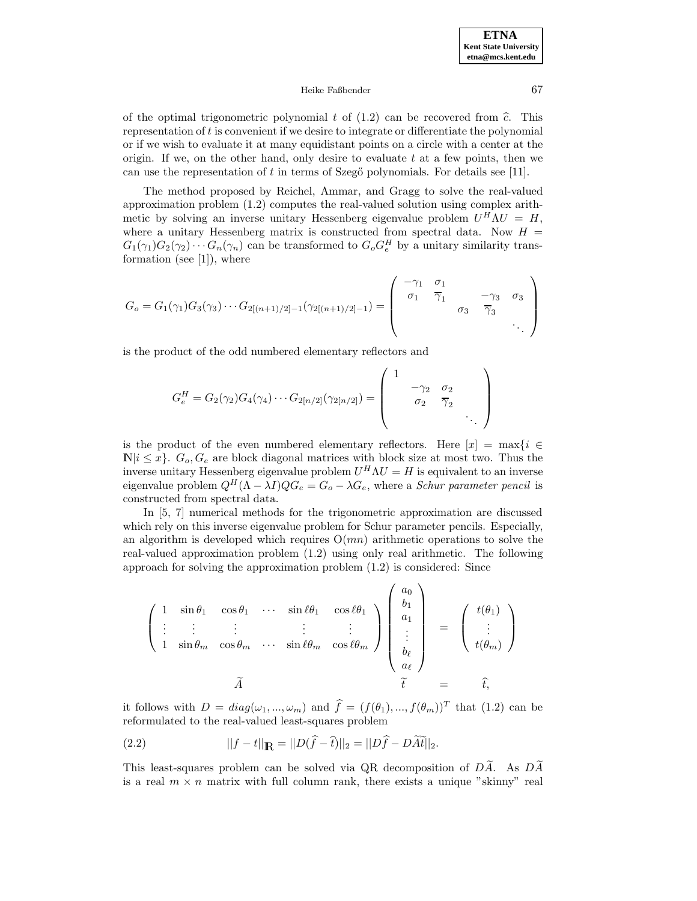of the optimal trigonometric polynomial $t$ of (1.2) can be recovered from $\widehat{c}$. This representation of $t$ is convenient if we desire to integrate or differentiate the polynomial or if we wish to evaluate it at many equidistant points on a circle with a center at the origin. If we, on the other hand, only desire to evaluate $t$ at a few points, then we can use the representation of $t$ in terms of Szegő polynomials. For details see [11].

The method proposed by Reichel, Ammar, and Gragg to solve the real-valued approximation problem (1.2) computes the real-valued solution using complex arithmetic by solving an inverse unitary Hessenberg eigenvalue problem $U^H \Lambda U = H$, where a unitary Hessenberg matrix is constructed from spectral data. Now $H = G_1(\gamma_1)G_2(\gamma_2)\cdots G_n(\gamma_n)$ can be transformed to $G_o G_e^H$ by a unitary similarity transformation (see [1]), where

$$G_o = G_1(\gamma_1)G_3(\gamma_3)\cdots G_{2[(n+1)/2]-1}(\gamma_{2[(n+1)/2]-1}) = \begin{pmatrix} -\gamma_1 & \sigma_1 & & & \\ \sigma_1 & \overline{\gamma}_1 & & & \\ & & -\gamma_3 & \sigma_3 & \\ & & \sigma_3 & \overline{\gamma}_3 & \\ & & & & \ddots \end{pmatrix}$$

is the product of the odd numbered elementary reflectors and

$$G_e^H = G_2(\gamma_2)G_4(\gamma_4)\cdots G_{2[n/2]}(\gamma_{2[n/2]}) = \begin{pmatrix} 1 & & & \\ & -\gamma_2 & \sigma_2 & \\ & \sigma_2 & \overline{\gamma}_2 & \\ & & & \ddots \end{pmatrix}$$

is the product of the even numbered elementary reflectors. Here $[x] = \max\{i \in \mathbb{N} | i \leq x\}$. $G_o, G_e$ are block diagonal matrices with block size at most two. Thus the inverse unitary Hessenberg eigenvalue problem $U^H \Lambda U = H$ is equivalent to an inverse eigenvalue problem $Q^H(\Lambda - \lambda I)QG_e = G_o - \lambda G_e$, where a *Schur parameter pencil* is constructed from spectral data.

In [5, 7] numerical methods for the trigonometric approximation are discussed which rely on this inverse eigenvalue problem for Schur parameter pencils. Especially, an algorithm is developed which requires $\mathrm{O}(mn)$ arithmetic operations to solve the real-valued approximation problem (1.2) using only real arithmetic. The following approach for solving the approximation problem (1.2) is considered: Since

$$\underbrace{\begin{pmatrix} 1 & \sin\theta_1 & \cos\theta_1 & \cdots & \sin\ell\theta_1 & \cos\ell\theta_1 \\ \vdots & \vdots & \vdots & & \vdots & \vdots \\ 1 & \sin\theta_m & \cos\theta_m & \cdots & \sin\ell\theta_m & \cos\ell\theta_m \end{pmatrix}}_{\widetilde{A}} \underbrace{\begin{pmatrix} a_0 \\ b_1 \\ a_1 \\ \vdots \\ b_\ell \\ a_\ell \end{pmatrix}}_{\widetilde{t}} = \underbrace{\begin{pmatrix} t(\theta_1) \\ \vdots \\ t(\theta_m) \end{pmatrix}}_{\widehat{t},}$$

it follows with $D = diag(\omega_1, ..., \omega_m)$ and $\widehat{f} = (f(\theta_1), ..., f(\theta_m))^T$ that (1.2) can be reformulated to the real-valued least-squares problem

$$||f - t||_{\mathbb{R}} = ||D(\widehat{f} - \widehat{t})||_2 = ||D\widehat{f} - D\widetilde{A}\widetilde{t}||_2. \tag{2.2}$$

This least-squares problem can be solved via QR decomposition of $D\widetilde{A}$. As $D\widetilde{A}$ is a real $m \times n$ matrix with full column rank, there exists a unique "skinny" real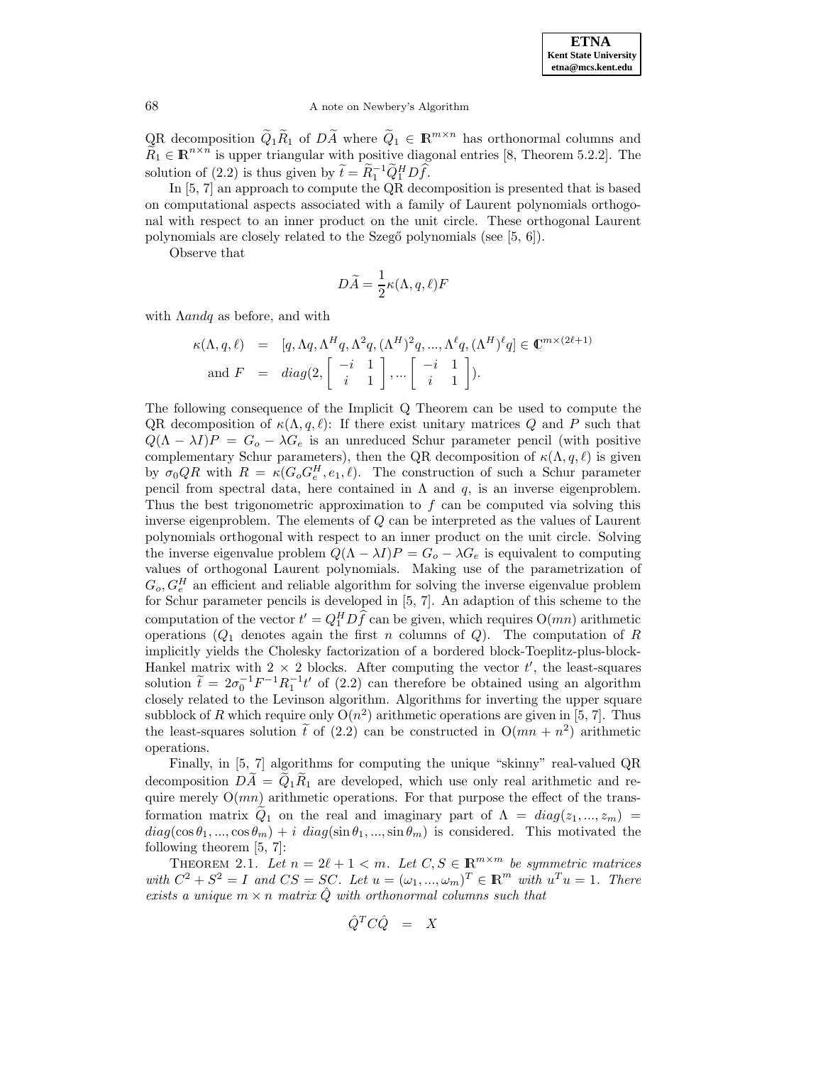QR decomposition $\widetilde{Q}_1\widetilde{R}_1$ of $D\widetilde{A}$ where $\widetilde{Q}_1 \in \mathbb{R}^{m\times n}$ has orthonormal columns and $\widetilde{R}_1 \in \mathbb{R}^{n\times n}$ is upper triangular with positive diagonal entries [8, Theorem 5.2.2]. The solution of (2.2) is thus given by $\widetilde{t} = \widetilde{R}_1^{-1}\widetilde{Q}_1^H D\widehat{f}$.

In [5, 7] an approach to compute the QR decomposition is presented that is based on computational aspects associated with a family of Laurent polynomials orthogonal with respect to an inner product on the unit circle. These orthogonal Laurent polynomials are closely related to the Szegő polynomials (see [5, 6]).

Observe that

$$D\widetilde{A} = \frac{1}{2}\kappa(\Lambda, q, \ell)F$$

with $\Lambda and q$ as before, and with

$$\begin{aligned}
\kappa(\Lambda, q, \ell) &= [q, \Lambda q, \Lambda^H q, \Lambda^2 q, (\Lambda^H)^2 q, ..., \Lambda^\ell q, (\Lambda^H)^\ell q] \in \mathbb{C}^{m\times(2\ell+1)} \\
\text{and } F &= diag(2, \begin{bmatrix} -i & 1 \\ i & 1 \end{bmatrix}, ... \begin{bmatrix} -i & 1 \\ i & 1 \end{bmatrix}).
\end{aligned}$$

The following consequence of the Implicit Q Theorem can be used to compute the QR decomposition of $\kappa(\Lambda, q, \ell)$: If there exist unitary matrices $Q$ and $P$ such that $Q(\Lambda - \lambda I)P = G_o - \lambda G_e$ is an unreduced Schur parameter pencil (with positive complementary Schur parameters), then the QR decomposition of $\kappa(\Lambda, q, \ell)$ is given by $\sigma_0 QR$ with $R = \kappa(G_o G_e^H, e_1, \ell)$. The construction of such a Schur parameter pencil from spectral data, here contained in $\Lambda$ and $q$, is an inverse eigenproblem. Thus the best trigonometric approximation to $f$ can be computed via solving this inverse eigenproblem. The elements of $Q$ can be interpreted as the values of Laurent polynomials orthogonal with respect to an inner product on the unit circle. Solving the inverse eigenvalue problem $Q(\Lambda - \lambda I)P = G_o - \lambda G_e$ is equivalent to computing values of orthogonal Laurent polynomials. Making use of the parametrization of $G_o, G_e^H$ an efficient and reliable algorithm for solving the inverse eigenvalue problem for Schur parameter pencils is developed in [5, 7]. An adaption of this scheme to the computation of the vector $t' = Q_1^H D\widehat{f}$ can be given, which requires $\mathrm{O}(mn)$ arithmetic operations ($Q_1$ denotes again the first $n$ columns of $Q$). The computation of $R$ implicitly yields the Cholesky factorization of a bordered block-Toeplitz-plus-block-Hankel matrix with $2 \times 2$ blocks. After computing the vector $t'$, the least-squares solution $\widetilde{t} = 2\sigma_0^{-1}F^{-1}R_1^{-1}t'$ of (2.2) can therefore be obtained using an algorithm closely related to the Levinson algorithm. Algorithms for inverting the upper square subblock of $R$ which require only $\mathrm{O}(n^2)$ arithmetic operations are given in [5, 7]. Thus the least-squares solution $\widetilde{t}$ of (2.2) can be constructed in $\mathrm{O}(mn + n^2)$ arithmetic operations.

Finally, in [5, 7] algorithms for computing the unique "skinny" real-valued QR decomposition $D\widetilde{A} = \widetilde{Q}_1\widetilde{R}_1$ are developed, which use only real arithmetic and require merely $\mathrm{O}(mn)$ arithmetic operations. For that purpose the effect of the transformation matrix $\widetilde{Q}_1$ on the real and imaginary part of $\Lambda = diag(z_1, ..., z_m) = diag(\cos\theta_1, ..., \cos\theta_m) + i\ diag(\sin\theta_1, ..., \sin\theta_m)$ is considered. This motivated the following theorem [5, 7]:

THEOREM 2.1. *Let $n = 2\ell + 1 < m$. Let $C, S \in \mathbb{R}^{m\times m}$ be symmetric matrices with $C^2 + S^2 = I$ and $CS = SC$. Let $u = (\omega_1, ..., \omega_m)^T \in \mathbb{R}^m$ with $u^T u = 1$. There exists a unique $m \times n$ matrix $\hat{Q}$ with orthonormal columns such that*

$$\hat{Q}^T C \hat{Q} \;\; = \;\; X$$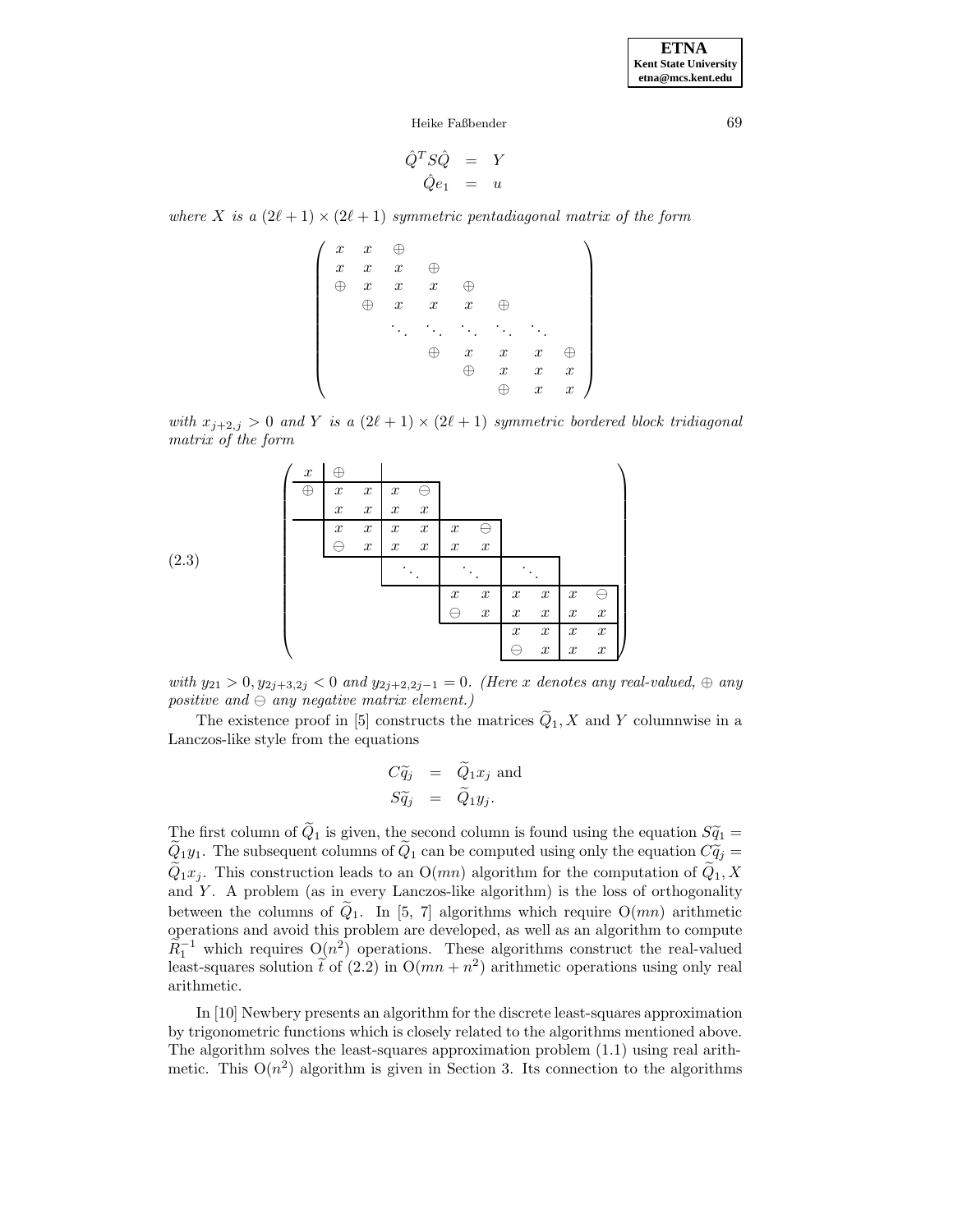$$
\begin{aligned}
\hat{Q}^T S \hat{Q} &= Y \\
\hat{Q} e_1 &= u
\end{aligned}
$$

*where $X$ is a $(2\ell+1) \times (2\ell+1)$ symmetric pentadiagonal matrix of the form*

$$
\begin{pmatrix}
x & x & \oplus & & & & & \\
x & x & x & \oplus & & & & \\
\oplus & x & x & x & \oplus & & & \\
 & \oplus & x & x & x & \oplus & & \\
 & & \ddots & \ddots & \ddots & \ddots & \ddots & \\
 & & & \oplus & x & x & x & \oplus \\
 & & & & \oplus & x & x & x \\
 & & & & & \oplus & x & x
\end{pmatrix}
$$

*with $x_{j+2,j} > 0$ and $Y$ is a $(2\ell+1) \times (2\ell+1)$ symmetric bordered block tridiagonal matrix of the form*

$$
\begin{pmatrix}
x & \oplus & & & & & & & & & & \\
\oplus & x & x & x & \ominus & & & & & & & \\
 & x & x & x & x & & & & & & & \\
 & x & x & x & x & x & \ominus & & & & & \\
 & \ominus & x & x & x & x & x & & & & & \\
 & & & \ddots & & \ddots & & \ddots & & & & \\
 & & & & & x & x & x & x & x & \ominus \\
 & & & & & \ominus & x & x & x & x & x \\
 & & & & & & & x & x & x & x \\
 & & & & & & & \ominus & x & x & x
\end{pmatrix}
\tag{2.3}
$$

*with $y_{21} > 0, y_{2j+3,2j} < 0$ and $y_{2j+2,2j-1} = 0$. (Here $x$ denotes any real-valued, $\oplus$ any positive and $\ominus$ any negative matrix element.)*

The existence proof in [5] constructs the matrices $\widetilde{Q}_1, X$ and $Y$ columnwise in a Lanczos-like style from the equations

$$
\begin{aligned}
C\widetilde{q}_j &= \widetilde{Q}_1 x_j \text{ and} \\
S\widetilde{q}_j &= \widetilde{Q}_1 y_j.
\end{aligned}
$$

The first column of $\widetilde{Q}_1$ is given, the second column is found using the equation $S\widetilde{q}_1 = \widetilde{Q}_1 y_1$. The subsequent columns of $\widetilde{Q}_1$ can be computed using only the equation $C\widetilde{q}_j = \widetilde{Q}_1 x_j$. This construction leads to an $O(mn)$ algorithm for the computation of $\widetilde{Q}_1, X$ and $Y$. A problem (as in every Lanczos-like algorithm) is the loss of orthogonality between the columns of $\widetilde{Q}_1$. In [5, 7] algorithms which require $O(mn)$ arithmetic operations and avoid this problem are developed, as well as an algorithm to compute $\widetilde{R}_1^{-1}$ which requires $O(n^2)$ operations. These algorithms construct the real-valued least-squares solution $\widetilde{t}$ of (2.2) in $O(mn + n^2)$ arithmetic operations using only real arithmetic.

In [10] Newbery presents an algorithm for the discrete least-squares approximation by trigonometric functions which is closely related to the algorithms mentioned above. The algorithm solves the least-squares approximation problem (1.1) using real arithmetic. This $O(n^2)$ algorithm is given in Section 3. Its connection to the algorithms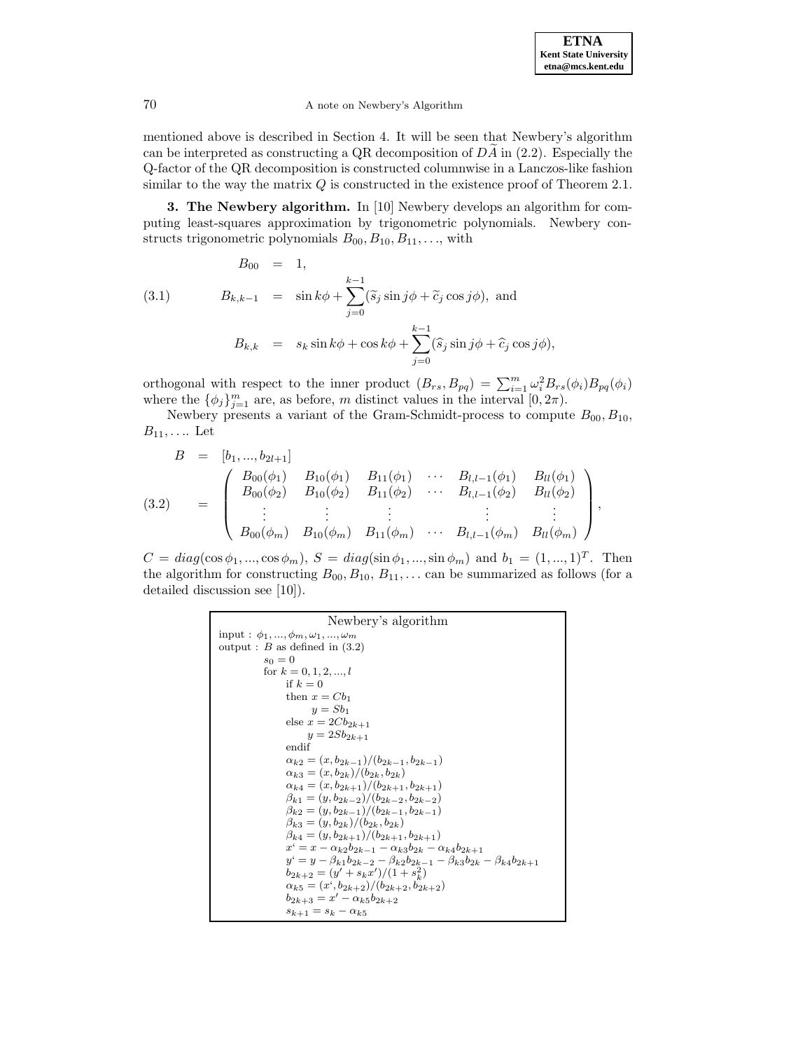mentioned above is described in Section 4. It will be seen that Newbery's algorithm can be interpreted as constructing a QR decomposition of $D\widetilde{A}$ in (2.2). Especially the Q-factor of the QR decomposition is constructed columnwise in a Lanczos-like fashion similar to the way the matrix $Q$ is constructed in the existence proof of Theorem 2.1.

**3. The Newbery algorithm.** In [10] Newbery develops an algorithm for computing least-squares approximation by trigonometric polynomials. Newbery constructs trigonometric polynomials $B_{00}, B_{10}, B_{11}, \ldots$, with

$$
\begin{aligned}
B_{00} &= 1, \\
B_{k,k-1} &= \sin k\phi + \sum_{j=0}^{k-1} (\widetilde{s}_j \sin j\phi + \widetilde{c}_j \cos j\phi), \text{ and} \\
B_{k,k} &= s_k \sin k\phi + \cos k\phi + \sum_{j=0}^{k-1} (\widehat{s}_j \sin j\phi + \widehat{c}_j \cos j\phi),
\end{aligned}
\tag{3.1}
$$

orthogonal with respect to the inner product $(B_{rs}, B_{pq}) = \sum_{i=1}^{m} \omega_i^2 B_{rs}(\phi_i) B_{pq}(\phi_i)$ where the $\{\phi_j\}_{j=1}^m$ are, as before, $m$ distinct values in the interval $[0, 2\pi)$.

Newbery presents a variant of the Gram-Schmidt-process to compute $B_{00}, B_{10}, B_{11}, \ldots$. Let

$$
\begin{aligned}
B &= [b_1, ..., b_{2l+1}] \\
&= \begin{pmatrix} B_{00}(\phi_1) & B_{10}(\phi_1) & B_{11}(\phi_1) & \cdots & B_{l,l-1}(\phi_1) & B_{ll}(\phi_1) \\ B_{00}(\phi_2) & B_{10}(\phi_2) & B_{11}(\phi_2) & \cdots & B_{l,l-1}(\phi_2) & B_{ll}(\phi_2) \\ \vdots & \vdots & \vdots & & \vdots & \vdots \\ B_{00}(\phi_m) & B_{10}(\phi_m) & B_{11}(\phi_m) & \cdots & B_{l,l-1}(\phi_m) & B_{ll}(\phi_m) \end{pmatrix},
\end{aligned}
\tag{3.2}
$$

$C = diag(\cos\phi_1, ..., \cos\phi_m)$, $S = diag(\sin\phi_1, ..., \sin\phi_m)$ and $b_1 = (1, ..., 1)^T$. Then the algorithm for constructing $B_{00}, B_{10}, B_{11}, \ldots$ can be summarized as follows (for a detailed discussion see [10]).

```
Newbery's algorithm
input : φ_1, ..., φ_m, ω_1, ..., ω_m
output : B as defined in (3.2)
        s_0 = 0
        for k = 0, 1, 2, ..., l
            if k = 0
            then x = C b_1
                 y = S b_1
            else x = 2C b_{2k+1}
                 y = 2S b_{2k+1}
            endif
            α_{k2} = (x, b_{2k-1})/(b_{2k-1}, b_{2k-1})
            α_{k3} = (x, b_{2k})/(b_{2k}, b_{2k})
            α_{k4} = (x, b_{2k+1})/(b_{2k+1}, b_{2k+1})
            β_{k1} = (y, b_{2k-2})/(b_{2k-2}, b_{2k-2})
            β_{k2} = (y, b_{2k-1})/(b_{2k-1}, b_{2k-1})
            β_{k3} = (y, b_{2k})/(b_{2k}, b_{2k})
            β_{k4} = (y, b_{2k+1})/(b_{2k+1}, b_{2k+1})
            x' = x - α_{k2} b_{2k-1} - α_{k3} b_{2k} - α_{k4} b_{2k+1}
            y' = y - β_{k1} b_{2k-2} - β_{k2} b_{2k-1} - β_{k3} b_{2k} - β_{k4} b_{2k+1}
            b_{2k+2} = (y' + s_k x')/(1 + s_k^2)
            α_{k5} = (x', b_{2k+2})/(b_{2k+2}, b_{2k+2})
            b_{2k+3} = x' - α_{k5} b_{2k+2}
            s_{k+1} = s_k - α_{k5}
```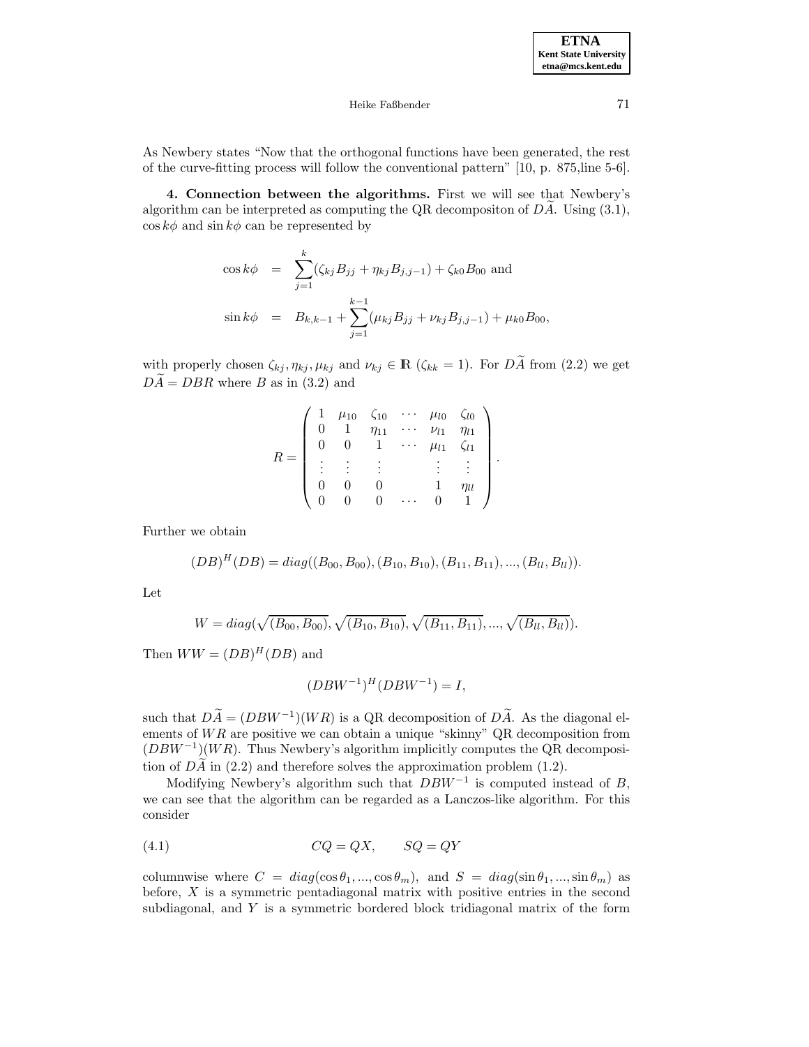As Newbery states "Now that the orthogonal functions have been generated, the rest of the curve-fitting process will follow the conventional pattern" [10, p. 875,line 5-6].

**4. Connection between the algorithms.** First we will see that Newbery's algorithm can be interpreted as computing the QR decompositon of $D\widetilde{A}$. Using (3.1), $\cos k\phi$ and $\sin k\phi$ can be represented by

$$
\begin{aligned}
\cos k\phi &= \sum_{j=1}^{k} (\zeta_{kj} B_{jj} + \eta_{kj} B_{j,j-1}) + \zeta_{k0} B_{00} \text{ and} \\
\sin k\phi &= B_{k,k-1} + \sum_{j=1}^{k-1} (\mu_{kj} B_{jj} + \nu_{kj} B_{j,j-1}) + \mu_{k0} B_{00},
\end{aligned}
$$

with properly chosen $\zeta_{kj}, \eta_{kj}, \mu_{kj}$ and $\nu_{kj} \in \mathbb{R}$ ($\zeta_{kk} = 1$). For $D\widetilde{A}$ from (2.2) we get $D\widetilde{A} = DBR$ where $B$ as in (3.2) and

$$
R = \begin{pmatrix}
1 & \mu_{10} & \zeta_{10} & \cdots & \mu_{l0} & \zeta_{l0} \\
0 & 1 & \eta_{11} & \cdots & \nu_{l1} & \eta_{l1} \\
0 & 0 & 1 & \cdots & \mu_{l1} & \zeta_{l1} \\
\vdots & \vdots & \vdots & & \vdots & \vdots \\
0 & 0 & 0 & & 1 & \eta_{ll} \\
0 & 0 & 0 & \cdots & 0 & 1
\end{pmatrix}.
$$

Further we obtain

$$
(DB)^H (DB) = diag((B_{00}, B_{00}), (B_{10}, B_{10}), (B_{11}, B_{11}), ..., (B_{ll}, B_{ll})).
$$

Let

$$
W = diag(\sqrt{(B_{00}, B_{00})}, \sqrt{(B_{10}, B_{10})}, \sqrt{(B_{11}, B_{11})}, ..., \sqrt{(B_{ll}, B_{ll})}).
$$

Then $WW = (DB)^H (DB)$ and

$$
(DBW^{-1})^H (DBW^{-1}) = I,
$$

such that $D\widetilde{A} = (DBW^{-1})(WR)$ is a QR decomposition of $D\widetilde{A}$. As the diagonal elements of $WR$ are positive we can obtain a unique "skinny" QR decomposition from $(DBW^{-1})(WR)$. Thus Newbery's algorithm implicitly computes the QR decomposition of $D\widetilde{A}$ in (2.2) and therefore solves the approximation problem (1.2).

Modifying Newbery's algorithm such that $DBW^{-1}$ is computed instead of $B$, we can see that the algorithm can be regarded as a Lanczos-like algorithm. For this consider

$$
CQ = QX, \qquad SQ = QY \tag{4.1}
$$

columnwise where $C = diag(\cos\theta_1, ..., \cos\theta_m)$, and $S = diag(\sin\theta_1, ..., \sin\theta_m)$ as before, $X$ is a symmetric pentadiagonal matrix with positive entries in the second subdiagonal, and $Y$ is a symmetric bordered block tridiagonal matrix of the form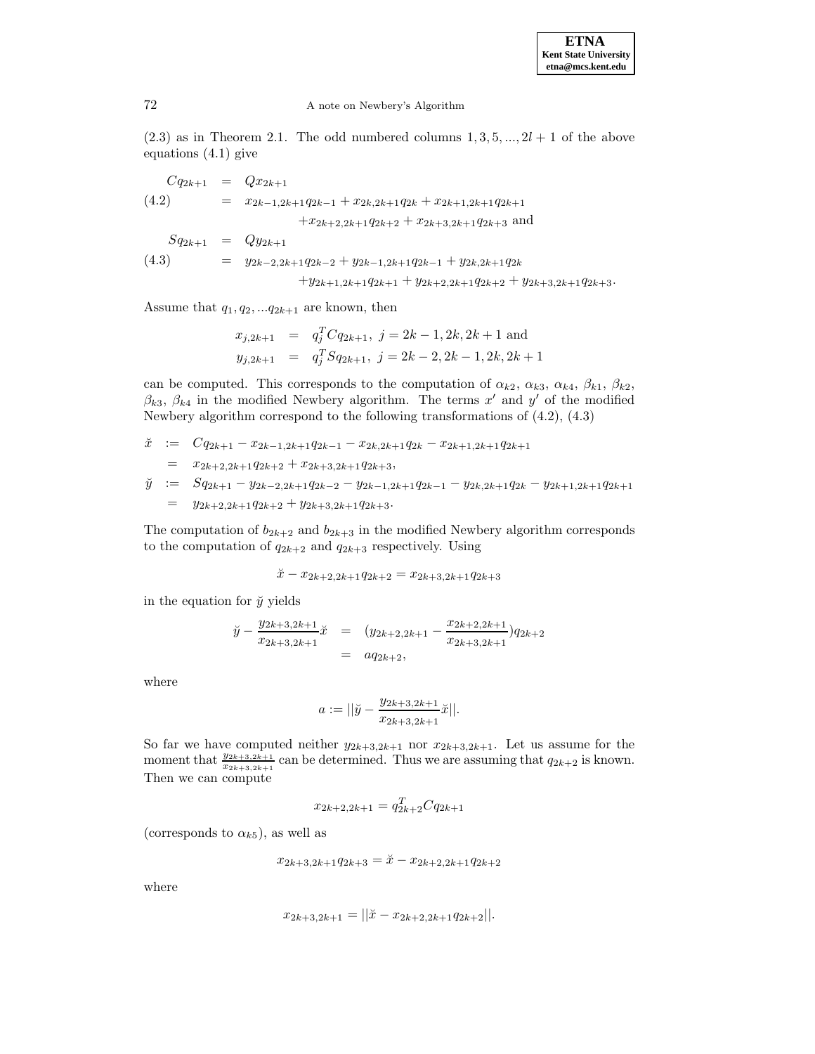(2.3) as in Theorem 2.1. The odd numbered columns $1, 3, 5, ..., 2l+1$ of the above equations (4.1) give

$$
\begin{aligned}
Cq_{2k+1} &= Qx_{2k+1} \\
&= x_{2k-1,2k+1}q_{2k-1} + x_{2k,2k+1}q_{2k} + x_{2k+1,2k+1}q_{2k+1} \\
&\qquad + x_{2k+2,2k+1}q_{2k+2} + x_{2k+3,2k+1}q_{2k+3} \text{ and}
\end{aligned} \tag{4.2}
$$

$$
\begin{aligned}
Sq_{2k+1} &= Qy_{2k+1} \\
&= y_{2k-2,2k+1}q_{2k-2} + y_{2k-1,2k+1}q_{2k-1} + y_{2k,2k+1}q_{2k} \\
&\qquad + y_{2k+1,2k+1}q_{2k+1} + y_{2k+2,2k+1}q_{2k+2} + y_{2k+3,2k+1}q_{2k+3}.
\end{aligned} \tag{4.3}
$$

Assume that $q_1, q_2, ...q_{2k+1}$ are known, then

$$
\begin{aligned}
x_{j,2k+1} &= q_j^T C q_{2k+1}, \ j = 2k-1, 2k, 2k+1 \text{ and} \\
y_{j,2k+1} &= q_j^T S q_{2k+1}, \ j = 2k-2, 2k-1, 2k, 2k+1
\end{aligned}
$$

can be computed. This corresponds to the computation of $\alpha_{k2}$, $\alpha_{k3}$, $\alpha_{k4}$, $\beta_{k1}$, $\beta_{k2}$, $\beta_{k3}$, $\beta_{k4}$ in the modified Newbery algorithm. The terms $x'$ and $y'$ of the modified Newbery algorithm correspond to the following transformations of (4.2), (4.3)

$$
\begin{aligned}
\breve{x} &:= Cq_{2k+1} - x_{2k-1,2k+1}q_{2k-1} - x_{2k,2k+1}q_{2k} - x_{2k+1,2k+1}q_{2k+1} \\
&= x_{2k+2,2k+1}q_{2k+2} + x_{2k+3,2k+1}q_{2k+3}, \\
\breve{y} &:= Sq_{2k+1} - y_{2k-2,2k+1}q_{2k-2} - y_{2k-1,2k+1}q_{2k-1} - y_{2k,2k+1}q_{2k} - y_{2k+1,2k+1}q_{2k+1} \\
&= y_{2k+2,2k+1}q_{2k+2} + y_{2k+3,2k+1}q_{2k+3}.
\end{aligned}
$$

The computation of $b_{2k+2}$ and $b_{2k+3}$ in the modified Newbery algorithm corresponds to the computation of $q_{2k+2}$ and $q_{2k+3}$ respectively. Using

$$
\breve{x} - x_{2k+2,2k+1}q_{2k+2} = x_{2k+3,2k+1}q_{2k+3}
$$

in the equation for $\breve{y}$ yields

$$
\begin{aligned}
\breve{y} - \frac{y_{2k+3,2k+1}}{x_{2k+3,2k+1}}\breve{x} &= \left(y_{2k+2,2k+1} - \frac{x_{2k+2,2k+1}}{x_{2k+3,2k+1}}\right)q_{2k+2} \\
&= aq_{2k+2},
\end{aligned}
$$

where

$$
a := ||\breve{y} - \frac{y_{2k+3,2k+1}}{x_{2k+3,2k+1}}\breve{x}||.
$$

So far we have computed neither $y_{2k+3,2k+1}$ nor $x_{2k+3,2k+1}$. Let us assume for the moment that $\frac{y_{2k+3,2k+1}}{x_{2k+3,2k+1}}$ can be determined. Thus we are assuming that $q_{2k+2}$ is known. Then we can compute

$$
x_{2k+2,2k+1} = q_{2k+2}^T C q_{2k+1}
$$

(corresponds to $\alpha_{k5}$), as well as

$$
x_{2k+3,2k+1}q_{2k+3} = \breve{x} - x_{2k+2,2k+1}q_{2k+2}
$$

where

$$
x_{2k+3,2k+1} = ||\breve{x} - x_{2k+2,2k+1}q_{2k+2}||.
$$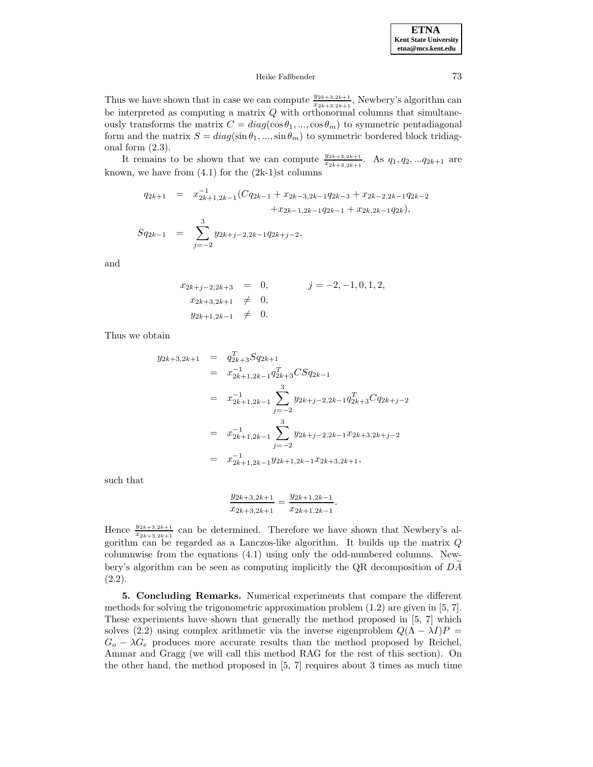Thus we have shown that in case we can compute $\frac{y_{2k+3,2k+1}}{x_{2k+3,2k+1}}$, Newbery's algorithm can be interpreted as computing a matrix $Q$ with orthonormal columns that simultaneously transforms the matrix $C = diag(\cos\theta_1, ..., \cos\theta_m)$ to symmetric pentadiagonal form and the matrix $S = diag(\sin\theta_1, ..., \sin\theta_m)$ to symmetric bordered block tridiagonal form (2.3).

It remains to be shown that we can compute $\frac{y_{2k+3,2k+1}}{x_{2k+3,2k+1}}$. As $q_1, q_2, ...q_{2k+1}$ are known, we have from (4.1) for the (2k-1)st columns

$$
\begin{aligned}
q_{2k+1} &= x_{2k+1,2k-1}^{-1}(Cq_{2k-1} + x_{2k-3,2k-1}q_{2k-3} + x_{2k-2,2k-1}q_{2k-2} \\
&\qquad\qquad + x_{2k-1,2k-1}q_{2k-1} + x_{2k,2k-1}q_{2k}), \\
Sq_{2k-1} &= \sum_{j=-2}^{3} y_{2k+j-2,2k-1}q_{2k+j-2},
\end{aligned}
$$

and

$$
\begin{aligned}
x_{2k+j-2,2k+3} &= 0, \qquad\qquad j = -2, -1, 0, 1, 2, \\
x_{2k+3,2k+1} &\neq 0, \\
y_{2k+1,2k-1} &\neq 0.
\end{aligned}
$$

Thus we obtain

$$
\begin{aligned}
y_{2k+3,2k+1} &= q_{2k+3}^T S q_{2k+1} \\
&= x_{2k+1,2k-1}^{-1} q_{2k+3}^T C S q_{2k-1} \\
&= x_{2k+1,2k-1}^{-1} \sum_{j=-2}^{3} y_{2k+j-2,2k-1} q_{2k+3}^T C q_{2k+j-2} \\
&= x_{2k+1,2k-1}^{-1} \sum_{j=-2}^{3} y_{2k+j-2,2k-1} x_{2k+3,2k+j-2} \\
&= x_{2k+1,2k-1}^{-1} y_{2k+1,2k-1} x_{2k+3,2k+1},
\end{aligned}
$$

such that

$$
\frac{y_{2k+3,2k+1}}{x_{2k+3,2k+1}} = \frac{y_{2k+1,2k-1}}{x_{2k+1,2k-1}}.
$$

Hence $\frac{y_{2k+3,2k+1}}{x_{2k+3,2k+1}}$ can be determined. Therefore we have shown that Newbery's algorithm can be regarded as a Lanczos-like algorithm. It builds up the matrix $Q$ columnwise from the equations (4.1) using only the odd-numbered columns. Newbery's algorithm can be seen as computing implicitly the QR decomposition of $D\widetilde{A}$ (2.2).

**5. Concluding Remarks.** Numerical experiments that compare the different methods for solving the trigonometric approximation problem (1.2) are given in [5, 7]. These experiments have shown that generally the method proposed in [5, 7] which solves (2.2) using complex arithmetic via the inverse eigenproblem $Q(\Lambda - \lambda I)P = G_o - \lambda G_e$ produces more accurate results than the method proposed by Reichel, Ammar and Gragg (we will call this method RAG for the rest of this section). On the other hand, the method proposed in [5, 7] requires about 3 times as much time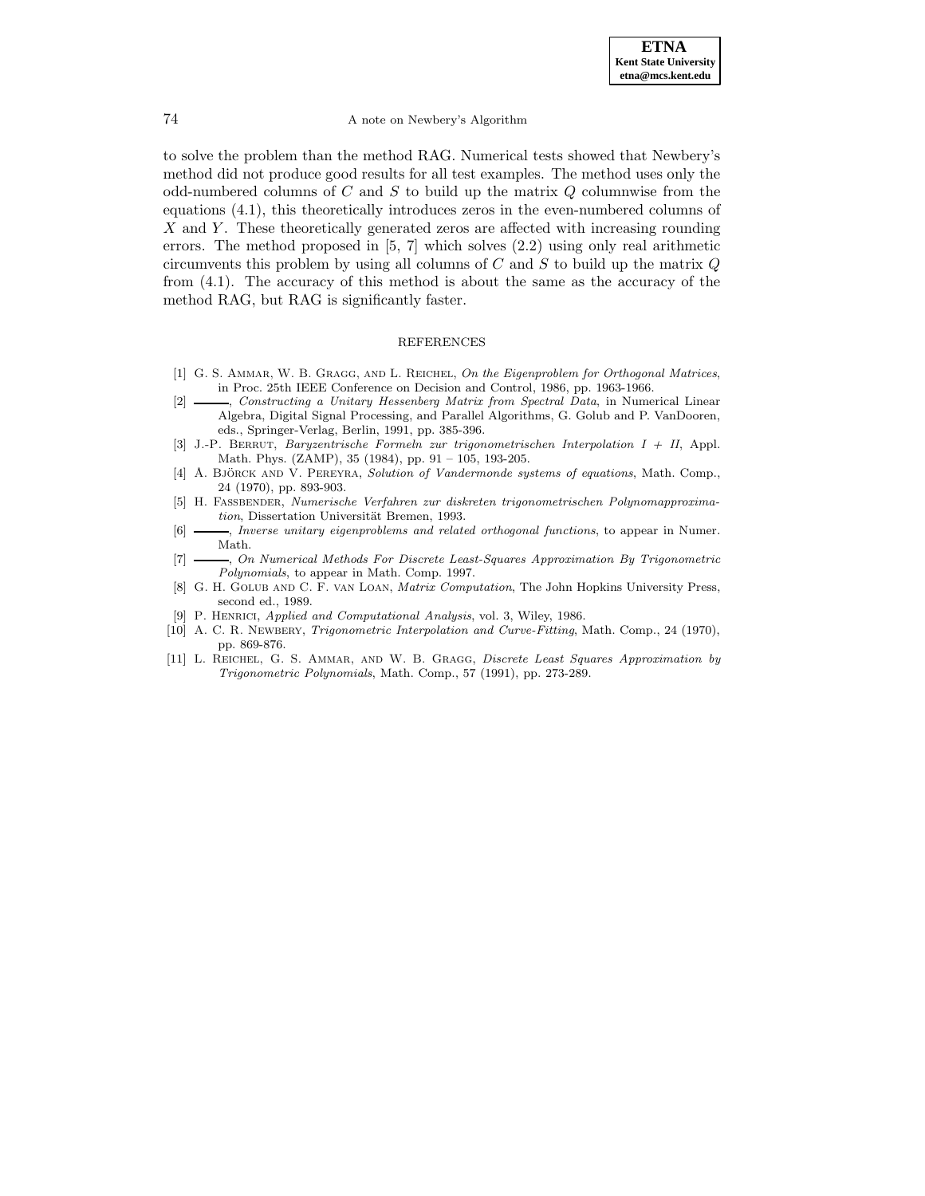to solve the problem than the method RAG. Numerical tests showed that Newbery's method did not produce good results for all test examples. The method uses only the odd-numbered columns of $C$ and $S$ to build up the matrix $Q$ columnwise from the equations (4.1), this theoretically introduces zeros in the even-numbered columns of $X$ and $Y$. These theoretically generated zeros are affected with increasing rounding errors. The method proposed in [5, 7] which solves (2.2) using only real arithmetic circumvents this problem by using all columns of $C$ and $S$ to build up the matrix $Q$ from (4.1). The accuracy of this method is about the same as the accuracy of the method RAG, but RAG is significantly faster.

## REFERENCES

[1] G. S. Ammar, W. B. Gragg, and L. Reichel, *On the Eigenproblem for Orthogonal Matrices*, in Proc. 25th IEEE Conference on Decision and Control, 1986, pp. 1963-1966.

[2] ———, *Constructing a Unitary Hessenberg Matrix from Spectral Data*, in Numerical Linear Algebra, Digital Signal Processing, and Parallel Algorithms, G. Golub and P. VanDooren, eds., Springer-Verlag, Berlin, 1991, pp. 385-396.

[3] J.-P. Berrut, *Baryzentrische Formeln zur trigonometrischen Interpolation I + II*, Appl. Math. Phys. (ZAMP), 35 (1984), pp. 91 – 105, 193-205.

[4] A. Björck and V. Pereyra, *Solution of Vandermonde systems of equations*, Math. Comp., 24 (1970), pp. 893-903.

[5] H. Fassbender, *Numerische Verfahren zur diskreten trigonometrischen Polynomapproximation*, Dissertation Universität Bremen, 1993.

[6] ———, *Inverse unitary eigenproblems and related orthogonal functions*, to appear in Numer. Math.

[7] ———, *On Numerical Methods For Discrete Least-Squares Approximation By Trigonometric Polynomials*, to appear in Math. Comp. 1997.

[8] G. H. Golub and C. F. van Loan, *Matrix Computation*, The John Hopkins University Press, second ed., 1989.

[9] P. Henrici, *Applied and Computational Analysis*, vol. 3, Wiley, 1986.

[10] A. C. R. Newbery, *Trigonometric Interpolation and Curve-Fitting*, Math. Comp., 24 (1970), pp. 869-876.

[11] L. Reichel, G. S. Ammar, and W. B. Gragg, *Discrete Least Squares Approximation by Trigonometric Polynomials*, Math. Comp., 57 (1991), pp. 273-289.